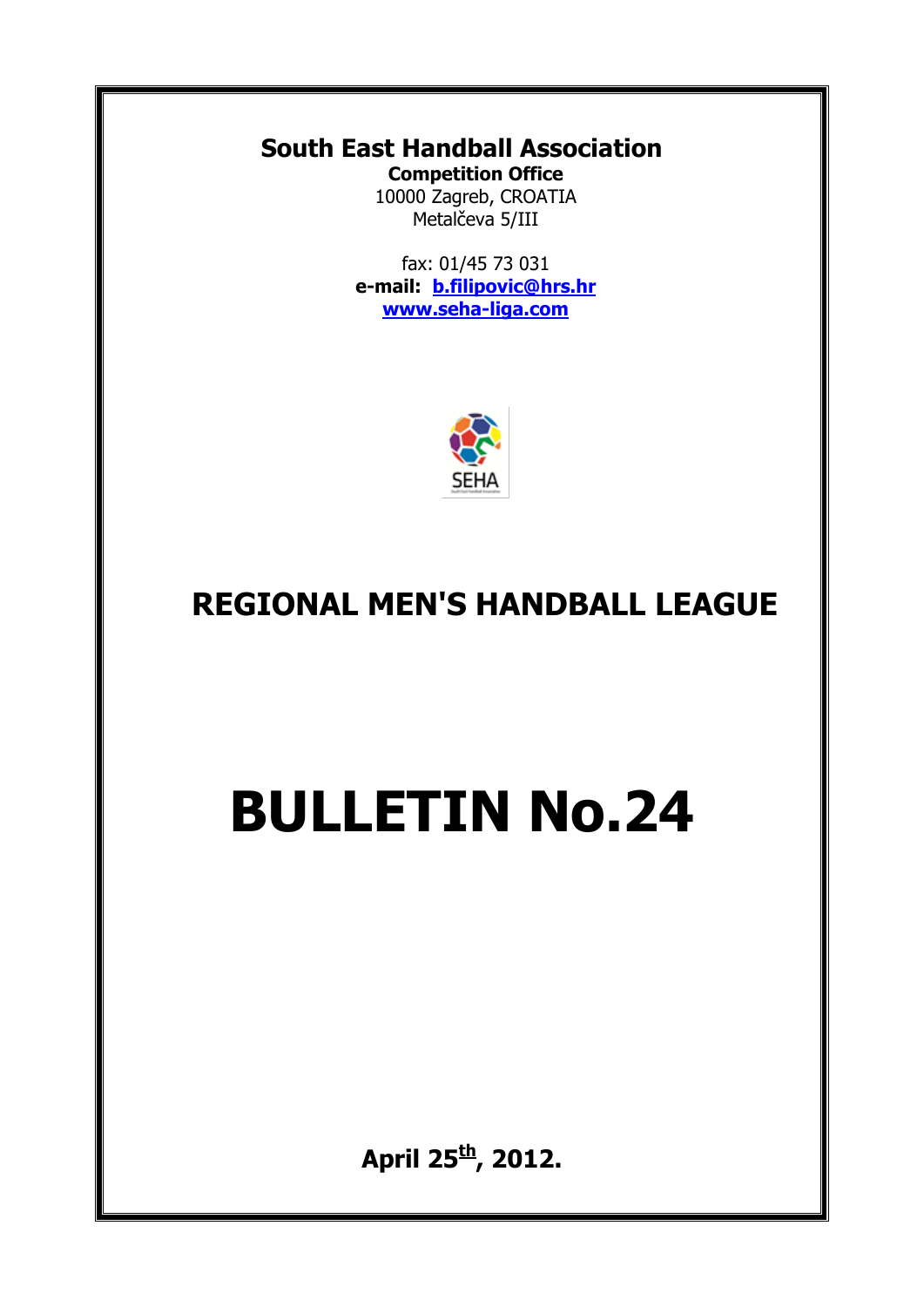**South East Handball Association**

**Competition Office**

10000 Zagreb, CROATIA

Metalčeva 5/III

fax: 01/45 73 031

**e-mail: b.filipovic@hrs.hr**

**www.seha-liga.com**

SEHA

# REGIONAL MEN'S HANDBALL LEAGUE

# BULLETIN No.24

**April 25th, 2012.**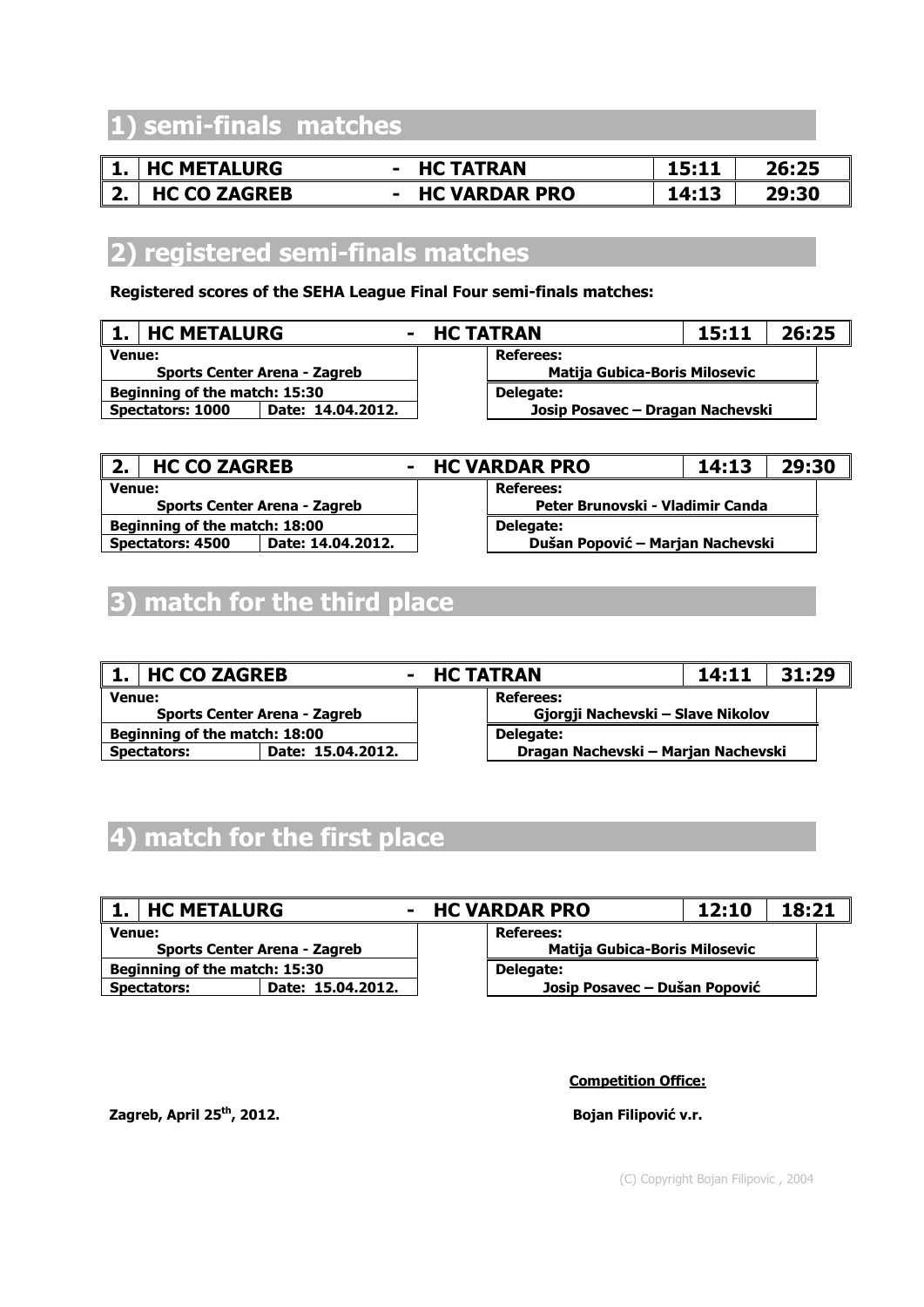## 1) semi-finals matches

| | | | | | |
|---|---|---|---|---|---|
| 1. | HC METALURG | - | HC TATRAN | 15:11 | 26:25 |
| 2. | HC CO ZAGREB | - | HC VARDAR PRO | 14:13 | 29:30 |

## 2) registered semi-finals matches

**Registered scores of the SEHA League Final Four semi-finals matches:**

| | | | | | |
|---|---|---|---|---|---|
| **1.** | **HC METALURG** | **-** | **HC TATRAN** | **15:11** | **26:25** |
| **Venue:** Sports Center Arena - Zagreb | | | **Referees:** Matija Gubica-Boris Milosevic | | |
| **Beginning of the match: 15:30** | | | **Delegate:** Josip Posavec – Dragan Nachevski | | |
| **Spectators: 1000** | **Date: 14.04.2012.** | | | | |

| | | | | | |
|---|---|---|---|---|---|
| **2.** | **HC CO ZAGREB** | **-** | **HC VARDAR PRO** | **14:13** | **29:30** |
| **Venue:** Sports Center Arena - Zagreb | | | **Referees:** Peter Brunovski - Vladimir Canda | | |
| **Beginning of the match: 18:00** | | | **Delegate:** Dušan Popović – Marjan Nachevski | | |
| **Spectators: 4500** | **Date: 14.04.2012.** | | | | |

## 3) match for the third place

| | | | | | |
|---|---|---|---|---|---|
| **1.** | **HC CO ZAGREB** | **-** | **HC TATRAN** | **14:11** | **31:29** |
| **Venue:** Sports Center Arena - Zagreb | | | **Referees:** Gjorgji Nachevski – Slave Nikolov | | |
| **Beginning of the match: 18:00** | | | **Delegate:** Dragan Nachevski – Marjan Nachevski | | |
| **Spectators:** | **Date: 15.04.2012.** | | | | |

## 4) match for the first place

| | | | | | |
|---|---|---|---|---|---|
| **1.** | **HC METALURG** | **-** | **HC VARDAR PRO** | **12:10** | **18:21** |
| **Venue:** Sports Center Arena - Zagreb | | | **Referees:** Matija Gubica-Boris Milosevic | | |
| **Beginning of the match: 15:30** | | | **Delegate:** Josip Posavec – Dušan Popović | | |
| **Spectators:** | **Date: 15.04.2012.** | | | | |

**Competition Office:**

**Zagreb, April 25th, 2012.**

**Bojan Filipović v.r.**

(C) Copyright Bojan Filipovic , 2004